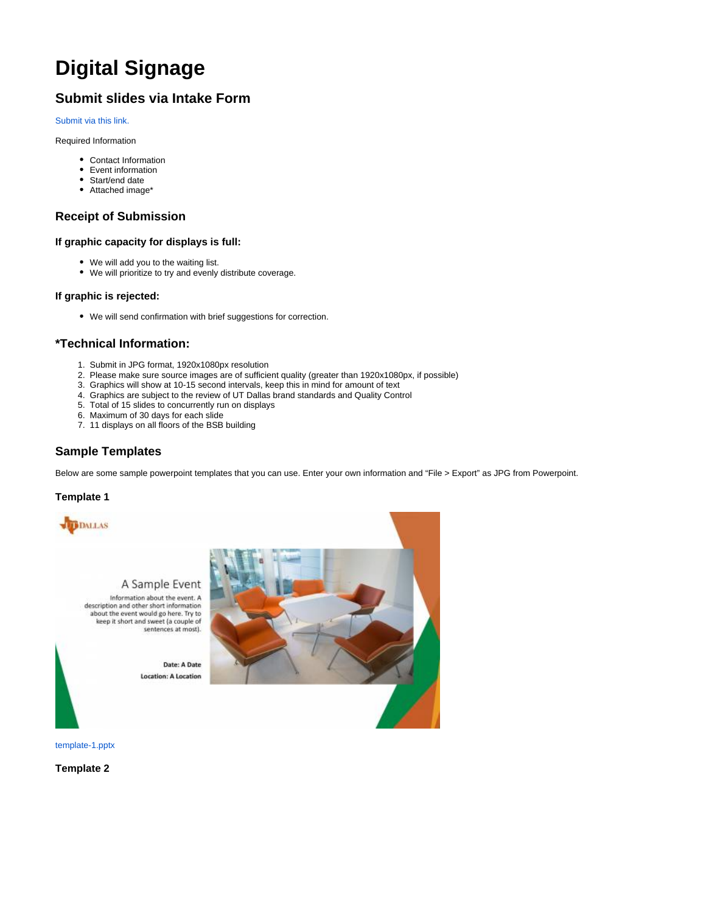# Digital Signage

## Submit slides via Intake Form

Submit via this link.

Required Information

- Contact Information
- Event information
- Start/end date
- Attached image*

## Receipt of Submission

### If graphic capacity for displays is full:

- We will add you to the waiting list.
- We will prioritize to try and evenly distribute coverage.

### If graphic is rejected:

- We will send confirmation with brief suggestions for correction.

## *Technical Information:

1. Submit in JPG format, 1920x1080px resolution
2. Please make sure source images are of sufficient quality (greater than 1920x1080px, if possible)
3. Graphics will show at 10-15 second intervals, keep this in mind for amount of text
4. Graphics are subject to the review of UT Dallas brand standards and Quality Control
5. Total of 15 slides to concurrently run on displays
6. Maximum of 30 days for each slide
7. 11 displays on all floors of the BSB building

## Sample Templates

Below are some sample powerpoint templates that you can use. Enter your own information and "File > Export" as JPG from Powerpoint.

### Template 1

template-1.pptx

### Template 2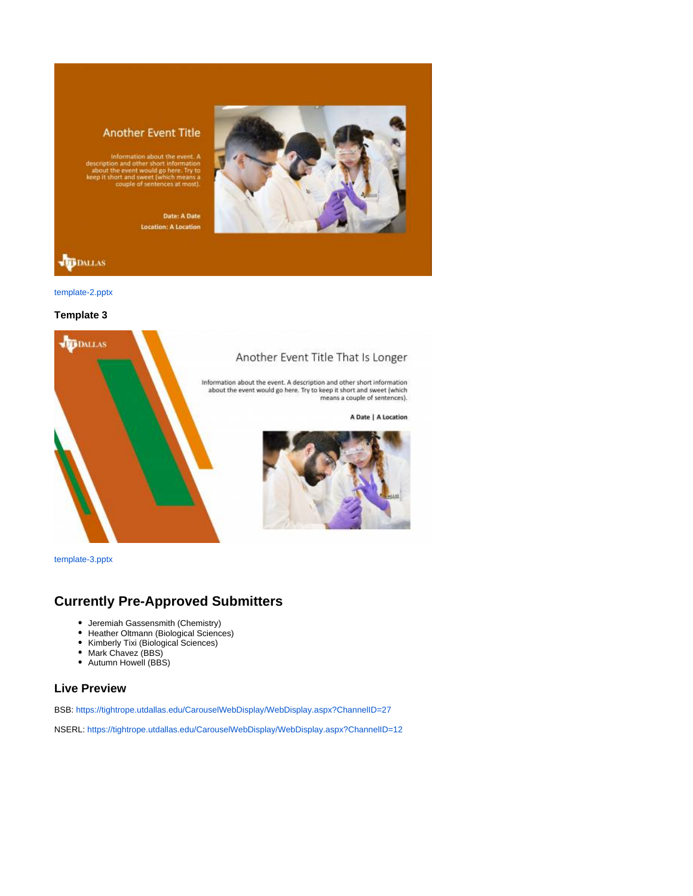template-2.pptx

### Template 3

template-3.pptx

## Currently Pre-Approved Submitters

- Jeremiah Gassensmith (Chemistry)
- Heather Oltmann (Biological Sciences)
- Kimberly Tixi (Biological Sciences)
- Mark Chavez (BBS)
- Autumn Howell (BBS)

### Live Preview

BSB: https://tightrope.utdallas.edu/CarouselWebDisplay/WebDisplay.aspx?ChannelID=27

NSERL: https://tightrope.utdallas.edu/CarouselWebDisplay/WebDisplay.aspx?ChannelID=12